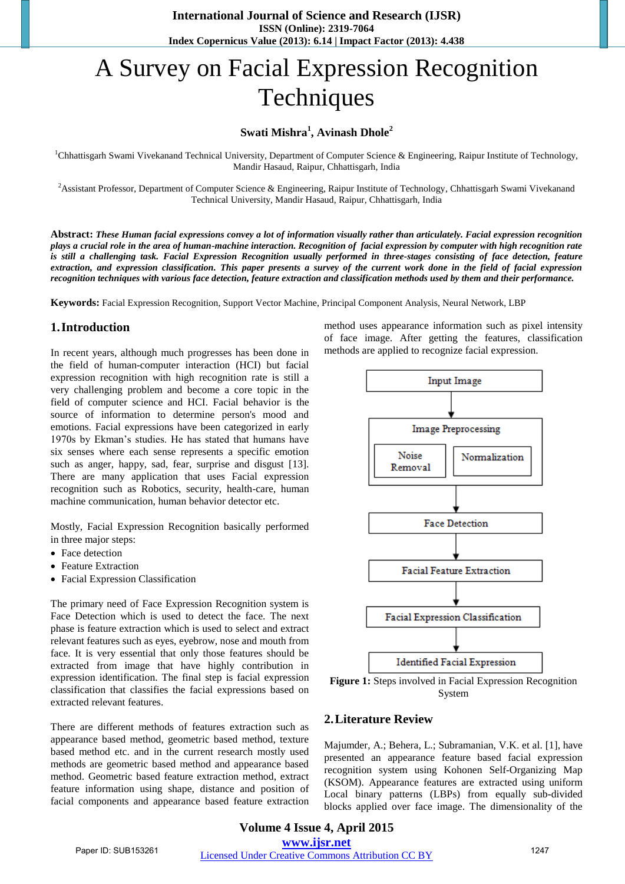# A Survey on Facial Expression Recognition Techniques

**Swati Mishra[1], Avinash Dhole[2]**

[1]Chhattisgarh Swami Vivekanand Technical University, Department of Computer Science & Engineering, Raipur Institute of Technology, Mandir Hasaud, Raipur, Chhattisgarh, India

[2]Assistant Professor, Department of Computer Science & Engineering, Raipur Institute of Technology, Chhattisgarh Swami Vivekanand Technical University, Mandir Hasaud, Raipur, Chhattisgarh, India

**Abstract:** ***These Human facial expressions convey a lot of information visually rather than articulately. Facial expression recognition plays a crucial role in the area of human-machine interaction. Recognition of facial expression by computer with high recognition rate is still a challenging task. Facial Expression Recognition usually performed in three-stages consisting of face detection, feature extraction, and expression classification. This paper presents a survey of the current work done in the field of facial expression recognition techniques with various face detection, feature extraction and classification methods used by them and their performance.***

**Keywords:** Facial Expression Recognition, Support Vector Machine, Principal Component Analysis, Neural Network, LBP

## 1. Introduction

In recent years, although much progresses has been done in the field of human-computer interaction (HCI) but facial expression recognition with high recognition rate is still a very challenging problem and become a core topic in the field of computer science and HCI. Facial behavior is the source of information to determine person's mood and emotions. Facial expressions have been categorized in early 1970s by Ekman's studies. He has stated that humans have six senses where each sense represents a specific emotion such as anger, happy, sad, fear, surprise and disgust [13]. There are many application that uses Facial expression recognition such as Robotics, security, health-care, human machine communication, human behavior detector etc.

Mostly, Facial Expression Recognition basically performed in three major steps:

- Face detection
- Feature Extraction
- Facial Expression Classification

The primary need of Face Expression Recognition system is Face Detection which is used to detect the face. The next phase is feature extraction which is used to select and extract relevant features such as eyes, eyebrow, nose and mouth from face. It is very essential that only those features should be extracted from image that have highly contribution in expression identification. The final step is facial expression classification that classifies the facial expressions based on extracted relevant features.

There are different methods of features extraction such as appearance based method, geometric based method, texture based method etc. and in the current research mostly used methods are geometric based method and appearance based method. Geometric based feature extraction method, extract feature information using shape, distance and position of facial components and appearance based feature extraction method uses appearance information such as pixel intensity of face image. After getting the features, classification methods are applied to recognize facial expression.

Input Image → Image Preprocessing (Noise Removal, Normalization) → Face Detection → Facial Feature Extraction → Facial Expression Classification → Identified Facial Expression

**Figure 1:** Steps involved in Facial Expression Recognition System

## 2. Literature Review

Majumder, A.; Behera, L.; Subramanian, V.K. et al. [1], have presented an appearance feature based facial expression recognition system using Kohonen Self-Organizing Map (KSOM). Appearance features are extracted using uniform Local binary patterns (LBPs) from equally sub-divided blocks applied over face image. The dimensionality of the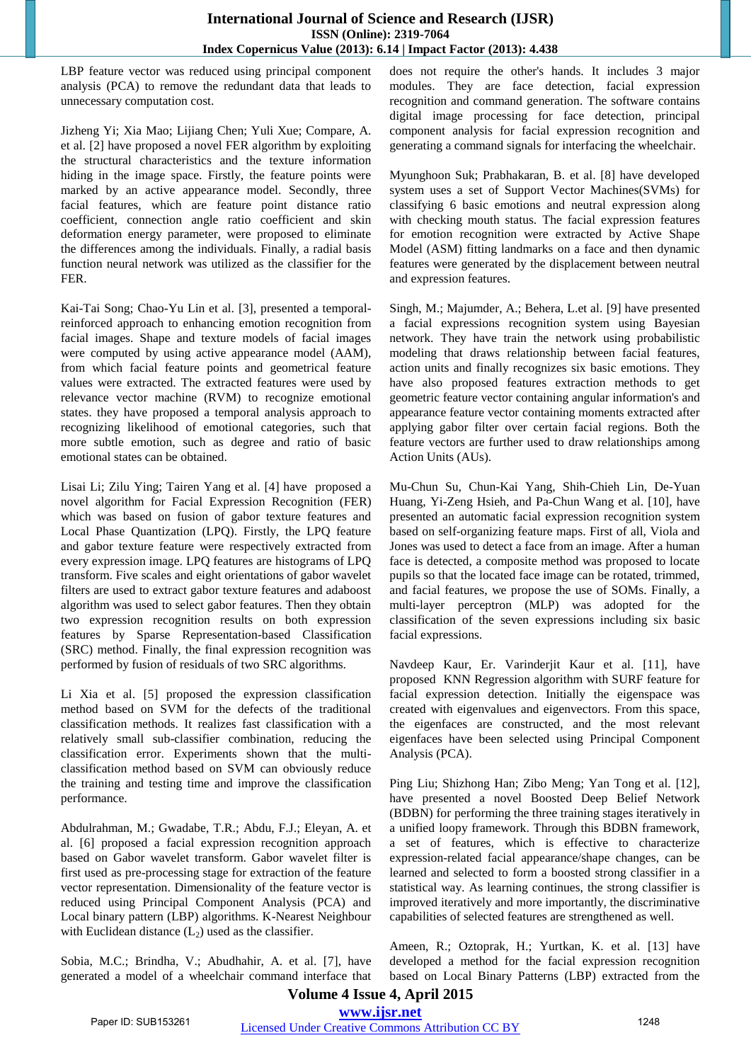LBP feature vector was reduced using principal component analysis (PCA) to remove the redundant data that leads to unnecessary computation cost.

Jizheng Yi; Xia Mao; Lijiang Chen; Yuli Xue; Compare, A. et al. [2] have proposed a novel FER algorithm by exploiting the structural characteristics and the texture information hiding in the image space. Firstly, the feature points were marked by an active appearance model. Secondly, three facial features, which are feature point distance ratio coefficient, connection angle ratio coefficient and skin deformation energy parameter, were proposed to eliminate the differences among the individuals. Finally, a radial basis function neural network was utilized as the classifier for the FER.

Kai-Tai Song; Chao-Yu Lin et al. [3], presented a temporal-reinforced approach to enhancing emotion recognition from facial images. Shape and texture models of facial images were computed by using active appearance model (AAM), from which facial feature points and geometrical feature values were extracted. The extracted features were used by relevance vector machine (RVM) to recognize emotional states. they have proposed a temporal analysis approach to recognizing likelihood of emotional categories, such that more subtle emotion, such as degree and ratio of basic emotional states can be obtained.

Lisai Li; Zilu Ying; Tairen Yang et al. [4] have proposed a novel algorithm for Facial Expression Recognition (FER) which was based on fusion of gabor texture features and Local Phase Quantization (LPQ). Firstly, the LPQ feature and gabor texture feature were respectively extracted from every expression image. LPQ features are histograms of LPQ transform. Five scales and eight orientations of gabor wavelet filters are used to extract gabor texture features and adaboost algorithm was used to select gabor features. Then they obtain two expression recognition results on both expression features by Sparse Representation-based Classification (SRC) method. Finally, the final expression recognition was performed by fusion of residuals of two SRC algorithms.

Li Xia et al. [5] proposed the expression classification method based on SVM for the defects of the traditional classification methods. It realizes fast classification with a relatively small sub-classifier combination, reducing the classification error. Experiments shown that the multi-classification method based on SVM can obviously reduce the training and testing time and improve the classification performance.

Abdulrahman, M.; Gwadabe, T.R.; Abdu, F.J.; Eleyan, A. et al. [6] proposed a facial expression recognition approach based on Gabor wavelet transform. Gabor wavelet filter is first used as pre-processing stage for extraction of the feature vector representation. Dimensionality of the feature vector is reduced using Principal Component Analysis (PCA) and Local binary pattern (LBP) algorithms. K-Nearest Neighbour with Euclidean distance ($L_2$) used as the classifier.

Sobia, M.C.; Brindha, V.; Abudhahir, A. et al. [7], have generated a model of a wheelchair command interface that does not require the other's hands. It includes 3 major modules. They are face detection, facial expression recognition and command generation. The software contains digital image processing for face detection, principal component analysis for facial expression recognition and generating a command signals for interfacing the wheelchair.

Myunghoon Suk; Prabhakaran, B. et al. [8] have developed system uses a set of Support Vector Machines(SVMs) for classifying 6 basic emotions and neutral expression along with checking mouth status. The facial expression features for emotion recognition were extracted by Active Shape Model (ASM) fitting landmarks on a face and then dynamic features were generated by the displacement between neutral and expression features.

Singh, M.; Majumder, A.; Behera, L.et al. [9] have presented a facial expressions recognition system using Bayesian network. They have train the network using probabilistic modeling that draws relationship between facial features, action units and finally recognizes six basic emotions. They have also proposed features extraction methods to get geometric feature vector containing angular information's and appearance feature vector containing moments extracted after applying gabor filter over certain facial regions. Both the feature vectors are further used to draw relationships among Action Units (AUs).

Mu-Chun Su, Chun-Kai Yang, Shih-Chieh Lin, De-Yuan Huang, Yi-Zeng Hsieh, and Pa-Chun Wang et al. [10], have presented an automatic facial expression recognition system based on self-organizing feature maps. First of all, Viola and Jones was used to detect a face from an image. After a human face is detected, a composite method was proposed to locate pupils so that the located face image can be rotated, trimmed, and facial features, we propose the use of SOMs. Finally, a multi-layer perceptron (MLP) was adopted for the classification of the seven expressions including six basic facial expressions.

Navdeep Kaur, Er. Varinderjit Kaur et al. [11], have proposed KNN Regression algorithm with SURF feature for facial expression detection. Initially the eigenspace was created with eigenvalues and eigenvectors. From this space, the eigenfaces are constructed, and the most relevant eigenfaces have been selected using Principal Component Analysis (PCA).

Ping Liu; Shizhong Han; Zibo Meng; Yan Tong et al. [12], have presented a novel Boosted Deep Belief Network (BDBN) for performing the three training stages iteratively in a unified loopy framework. Through this BDBN framework, a set of features, which is effective to characterize expression-related facial appearance/shape changes, can be learned and selected to form a boosted strong classifier in a statistical way. As learning continues, the strong classifier is improved iteratively and more importantly, the discriminative capabilities of selected features are strengthened as well.

Ameen, R.; Oztoprak, H.; Yurtkan, K. et al. [13] have developed a method for the facial expression recognition based on Local Binary Patterns (LBP) extracted from the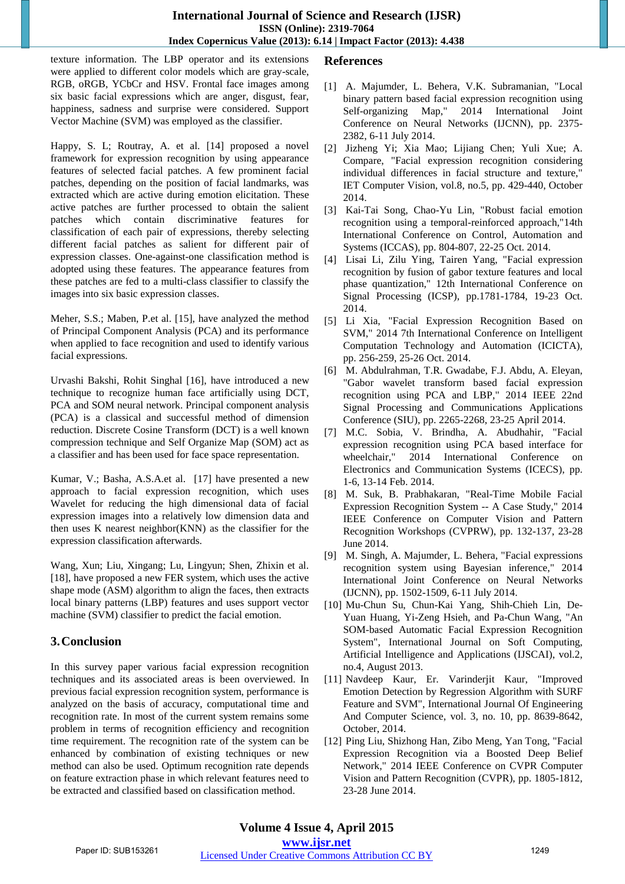texture information. The LBP operator and its extensions were applied to different color models which are gray-scale, RGB, oRGB, YCbCr and HSV. Frontal face images among six basic facial expressions which are anger, disgust, fear, happiness, sadness and surprise were considered. Support Vector Machine (SVM) was employed as the classifier.

Happy, S. L; Routray, A. et al. [14] proposed a novel framework for expression recognition by using appearance features of selected facial patches. A few prominent facial patches, depending on the position of facial landmarks, was extracted which are active during emotion elicitation. These active patches are further processed to obtain the salient patches which contain discriminative features for classification of each pair of expressions, thereby selecting different facial patches as salient for different pair of expression classes. One-against-one classification method is adopted using these features. The appearance features from these patches are fed to a multi-class classifier to classify the images into six basic expression classes.

Meher, S.S.; Maben, P.et al. [15], have analyzed the method of Principal Component Analysis (PCA) and its performance when applied to face recognition and used to identify various facial expressions.

Urvashi Bakshi, Rohit Singhal [16], have introduced a new technique to recognize human face artificially using DCT, PCA and SOM neural network. Principal component analysis (PCA) is a classical and successful method of dimension reduction. Discrete Cosine Transform (DCT) is a well known compression technique and Self Organize Map (SOM) act as a classifier and has been used for face space representation.

Kumar, V.; Basha, A.S.A.et al. [17] have presented a new approach to facial expression recognition, which uses Wavelet for reducing the high dimensional data of facial expression images into a relatively low dimension data and then uses K nearest neighbor(KNN) as the classifier for the expression classification afterwards.

Wang, Xun; Liu, Xingang; Lu, Lingyun; Shen, Zhixin et al. [18], have proposed a new FER system, which uses the active shape mode (ASM) algorithm to align the faces, then extracts local binary patterns (LBP) features and uses support vector machine (SVM) classifier to predict the facial emotion.

## 3. Conclusion

In this survey paper various facial expression recognition techniques and its associated areas is been overviewed. In previous facial expression recognition system, performance is analyzed on the basis of accuracy, computational time and recognition rate. In most of the current system remains some problem in terms of recognition efficiency and recognition time requirement. The recognition rate of the system can be enhanced by combination of existing techniques or new method can also be used. Optimum recognition rate depends on feature extraction phase in which relevant features need to be extracted and classified based on classification method.

## References

[1] A. Majumder, L. Behera, V.K. Subramanian, "Local binary pattern based facial expression recognition using Self-organizing Map," 2014 International Joint Conference on Neural Networks (IJCNN), pp. 2375-2382, 6-11 July 2014.

[2] Jizheng Yi; Xia Mao; Lijiang Chen; Yuli Xue; A. Compare, "Facial expression recognition considering individual differences in facial structure and texture," IET Computer Vision, vol.8, no.5, pp. 429-440, October 2014.

[3] Kai-Tai Song, Chao-Yu Lin, "Robust facial emotion recognition using a temporal-reinforced approach,"14th International Conference on Control, Automation and Systems (ICCAS), pp. 804-807, 22-25 Oct. 2014.

[4] Lisai Li, Zilu Ying, Tairen Yang, "Facial expression recognition by fusion of gabor texture features and local phase quantization," 12th International Conference on Signal Processing (ICSP), pp.1781-1784, 19-23 Oct. 2014.

[5] Li Xia, "Facial Expression Recognition Based on SVM," 2014 7th International Conference on Intelligent Computation Technology and Automation (ICICTA), pp. 256-259, 25-26 Oct. 2014.

[6] M. Abdulrahman, T.R. Gwadabe, F.J. Abdu, A. Eleyan, "Gabor wavelet transform based facial expression recognition using PCA and LBP," 2014 IEEE 22nd Signal Processing and Communications Applications Conference (SIU), pp. 2265-2268, 23-25 April 2014.

[7] M.C. Sobia, V. Brindha, A. Abudhahir, "Facial expression recognition using PCA based interface for wheelchair," 2014 International Conference on Electronics and Communication Systems (ICECS), pp. 1-6, 13-14 Feb. 2014.

[8] M. Suk, B. Prabhakaran, "Real-Time Mobile Facial Expression Recognition System -- A Case Study," 2014 IEEE Conference on Computer Vision and Pattern Recognition Workshops (CVPRW), pp. 132-137, 23-28 June 2014.

[9] M. Singh, A. Majumder, L. Behera, "Facial expressions recognition system using Bayesian inference," 2014 International Joint Conference on Neural Networks (IJCNN), pp. 1502-1509, 6-11 July 2014.

[10] Mu-Chun Su, Chun-Kai Yang, Shih-Chieh Lin, De-Yuan Huang, Yi-Zeng Hsieh, and Pa-Chun Wang, "An SOM-based Automatic Facial Expression Recognition System", International Journal on Soft Computing, Artificial Intelligence and Applications (IJSCAI), vol.2, no.4, August 2013.

[11] Navdeep Kaur, Er. Varinderjit Kaur, "Improved Emotion Detection by Regression Algorithm with SURF Feature and SVM", International Journal Of Engineering And Computer Science, vol. 3, no. 10, pp. 8639-8642, October, 2014.

[12] Ping Liu, Shizhong Han, Zibo Meng, Yan Tong, "Facial Expression Recognition via a Boosted Deep Belief Network," 2014 IEEE Conference on CVPR Computer Vision and Pattern Recognition (CVPR), pp. 1805-1812, 23-28 June 2014.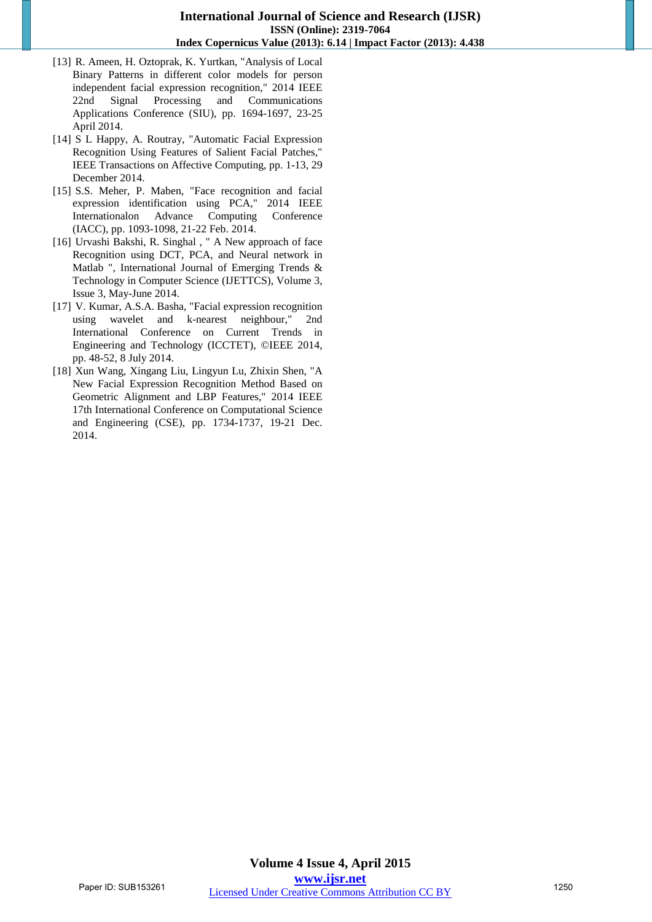[13] R. Ameen, H. Oztoprak, K. Yurtkan, "Analysis of Local Binary Patterns in different color models for person independent facial expression recognition," 2014 IEEE 22nd Signal Processing and Communications Applications Conference (SIU), pp. 1694-1697, 23-25 April 2014.

[14] S L Happy, A. Routray, "Automatic Facial Expression Recognition Using Features of Salient Facial Patches," IEEE Transactions on Affective Computing, pp. 1-13, 29 December 2014.

[15] S.S. Meher, P. Maben, "Face recognition and facial expression identification using PCA," 2014 IEEE Internationalon Advance Computing Conference (IACC), pp. 1093-1098, 21-22 Feb. 2014.

[16] Urvashi Bakshi, R. Singhal , " A New approach of face Recognition using DCT, PCA, and Neural network in Matlab ", International Journal of Emerging Trends & Technology in Computer Science (IJETTCS), Volume 3, Issue 3, May-June 2014.

[17] V. Kumar, A.S.A. Basha, "Facial expression recognition using wavelet and k-nearest neighbour," 2nd International Conference on Current Trends in Engineering and Technology (ICCTET), ©IEEE 2014, pp. 48-52, 8 July 2014.

[18] Xun Wang, Xingang Liu, Lingyun Lu, Zhixin Shen, "A New Facial Expression Recognition Method Based on Geometric Alignment and LBP Features," 2014 IEEE 17th International Conference on Computational Science and Engineering (CSE), pp. 1734-1737, 19-21 Dec. 2014.